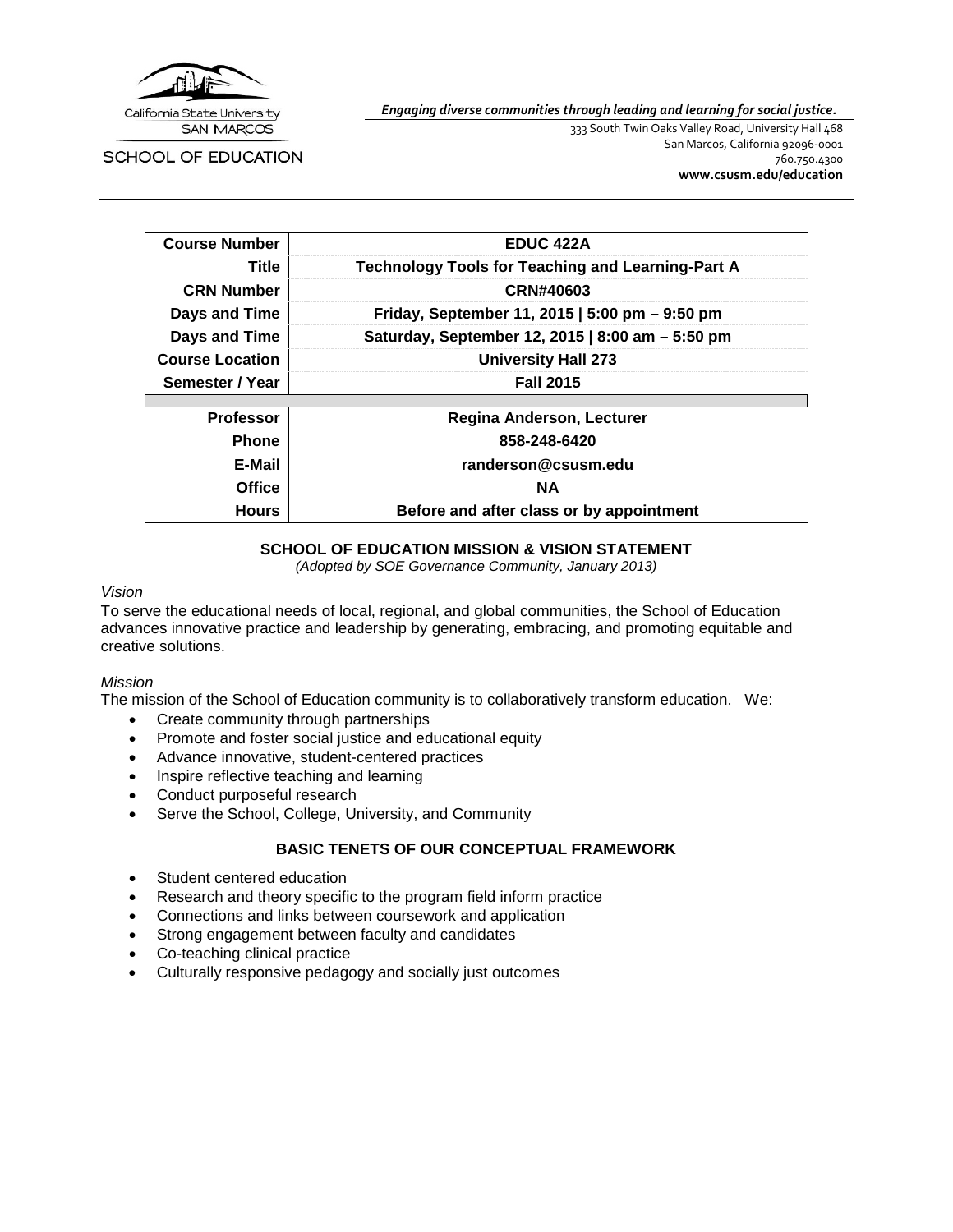California State University SAN MARCOS

SCHOOL OF EDUCATION

*Engaging diverse communities through leading and learning for social justice.*

333 South Twin Oaks Valley Road, University Hall 468
San Marcos, California 92096-0001
760.750.4300
**www.csusm.edu/education**

| | |
|---|---|
| **Course Number** | **EDUC 422A** |
| **Title** | **Technology Tools for Teaching and Learning-Part A** |
| **CRN Number** | **CRN#40603** |
| **Days and Time** | **Friday, September 11, 2015 \| 5:00 pm – 9:50 pm** |
| **Days and Time** | **Saturday, September 12, 2015 \| 8:00 am – 5:50 pm** |
| **Course Location** | **University Hall 273** |
| **Semester / Year** | **Fall 2015** |
| | |
| **Professor** | **Regina Anderson, Lecturer** |
| **Phone** | **858-248-6420** |
| **E-Mail** | **randerson@csusm.edu** |
| **Office** | **NA** |
| **Hours** | **Before and after class or by appointment** |

## SCHOOL OF EDUCATION MISSION & VISION STATEMENT

*(Adopted by SOE Governance Community, January 2013)*

*Vision*

To serve the educational needs of local, regional, and global communities, the School of Education advances innovative practice and leadership by generating, embracing, and promoting equitable and creative solutions.

*Mission*

The mission of the School of Education community is to collaboratively transform education. We:

- Create community through partnerships
- Promote and foster social justice and educational equity
- Advance innovative, student-centered practices
- Inspire reflective teaching and learning
- Conduct purposeful research
- Serve the School, College, University, and Community

## BASIC TENETS OF OUR CONCEPTUAL FRAMEWORK

- Student centered education
- Research and theory specific to the program field inform practice
- Connections and links between coursework and application
- Strong engagement between faculty and candidates
- Co-teaching clinical practice
- Culturally responsive pedagogy and socially just outcomes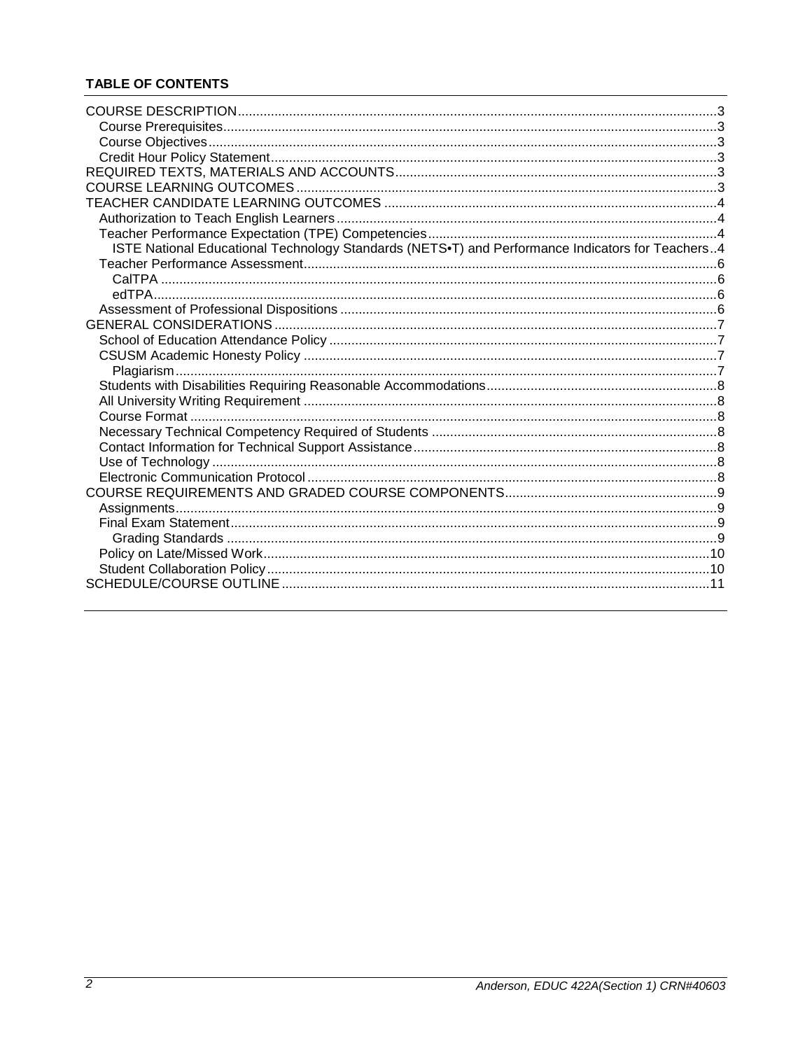**TABLE OF CONTENTS**

- COURSE DESCRIPTION....3
  - Course Prerequisites....3
  - Course Objectives....3
  - Credit Hour Policy Statement....3
- REQUIRED TEXTS, MATERIALS AND ACCOUNTS....3
- COURSE LEARNING OUTCOMES....3
- TEACHER CANDIDATE LEARNING OUTCOMES....4
  - Authorization to Teach English Learners....4
  - Teacher Performance Expectation (TPE) Competencies....4
    - ISTE National Educational Technology Standards (NETS•T) and Performance Indicators for Teachers..4
  - Teacher Performance Assessment....6
    - CalTPA....6
    - edTPA....6
  - Assessment of Professional Dispositions....6
- GENERAL CONSIDERATIONS....7
  - School of Education Attendance Policy....7
  - CSUSM Academic Honesty Policy....7
    - Plagiarism....7
  - Students with Disabilities Requiring Reasonable Accommodations....8
  - All University Writing Requirement....8
  - Course Format....8
  - Necessary Technical Competency Required of Students....8
  - Contact Information for Technical Support Assistance....8
  - Use of Technology....8
  - Electronic Communication Protocol....8
- COURSE REQUIREMENTS AND GRADED COURSE COMPONENTS....9
  - Assignments....9
  - Final Exam Statement....9
    - Grading Standards....9
  - Policy on Late/Missed Work....10
  - Student Collaboration Policy....10
- SCHEDULE/COURSE OUTLINE....11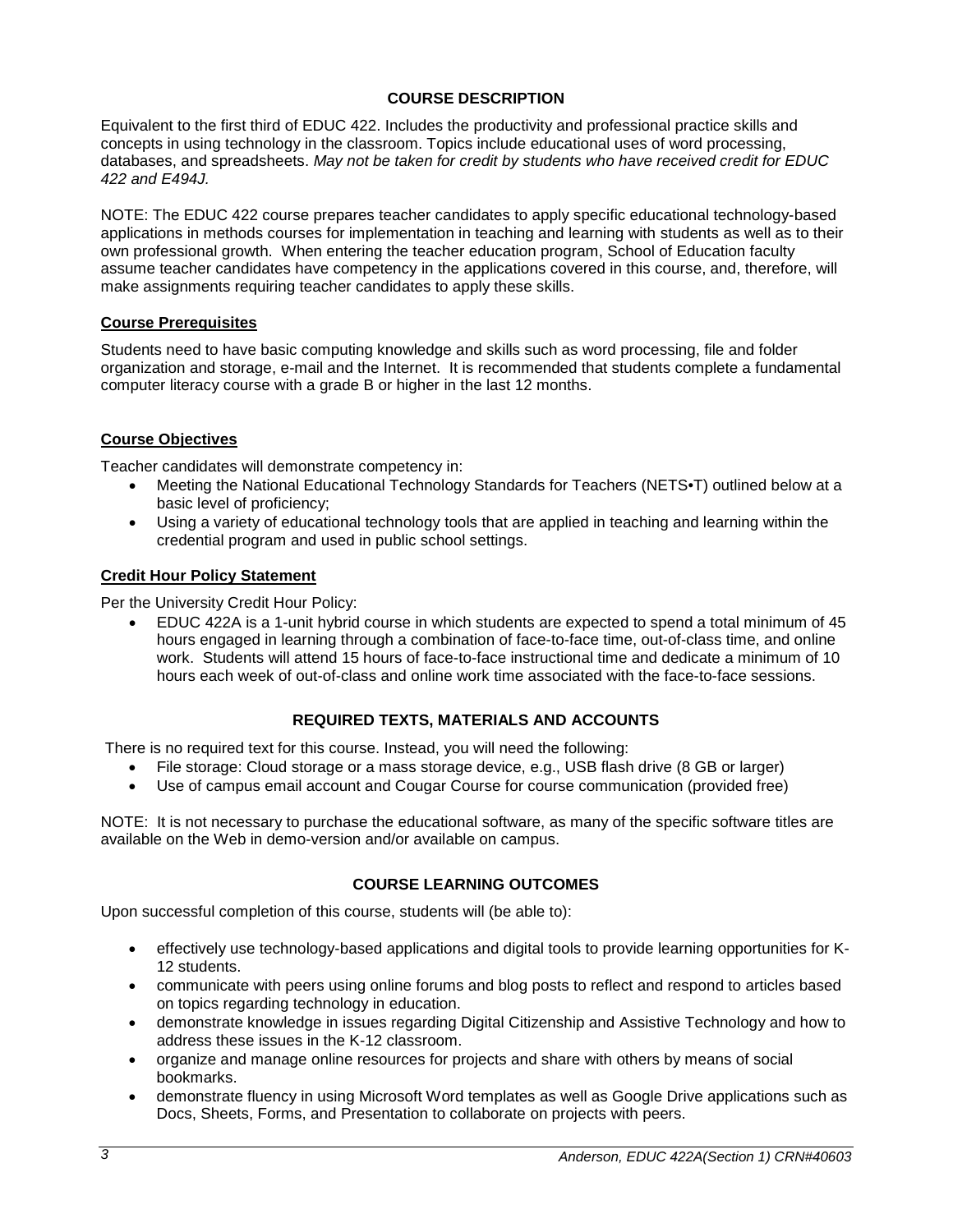## COURSE DESCRIPTION

Equivalent to the first third of EDUC 422. Includes the productivity and professional practice skills and concepts in using technology in the classroom. Topics include educational uses of word processing, databases, and spreadsheets. *May not be taken for credit by students who have received credit for EDUC 422 and E494J.*

NOTE: The EDUC 422 course prepares teacher candidates to apply specific educational technology-based applications in methods courses for implementation in teaching and learning with students as well as to their own professional growth. When entering the teacher education program, School of Education faculty assume teacher candidates have competency in the applications covered in this course, and, therefore, will make assignments requiring teacher candidates to apply these skills.

### Course Prerequisites

Students need to have basic computing knowledge and skills such as word processing, file and folder organization and storage, e-mail and the Internet. It is recommended that students complete a fundamental computer literacy course with a grade B or higher in the last 12 months.

### Course Objectives

Teacher candidates will demonstrate competency in:

- Meeting the National Educational Technology Standards for Teachers (NETS•T) outlined below at a basic level of proficiency;
- Using a variety of educational technology tools that are applied in teaching and learning within the credential program and used in public school settings.

### Credit Hour Policy Statement

Per the University Credit Hour Policy:

- EDUC 422A is a 1-unit hybrid course in which students are expected to spend a total minimum of 45 hours engaged in learning through a combination of face-to-face time, out-of-class time, and online work. Students will attend 15 hours of face-to-face instructional time and dedicate a minimum of 10 hours each week of out-of-class and online work time associated with the face-to-face sessions.

## REQUIRED TEXTS, MATERIALS AND ACCOUNTS

There is no required text for this course. Instead, you will need the following:

- File storage: Cloud storage or a mass storage device, e.g., USB flash drive (8 GB or larger)
- Use of campus email account and Cougar Course for course communication (provided free)

NOTE: It is not necessary to purchase the educational software, as many of the specific software titles are available on the Web in demo-version and/or available on campus.

## COURSE LEARNING OUTCOMES

Upon successful completion of this course, students will (be able to):

- effectively use technology-based applications and digital tools to provide learning opportunities for K-12 students.
- communicate with peers using online forums and blog posts to reflect and respond to articles based on topics regarding technology in education.
- demonstrate knowledge in issues regarding Digital Citizenship and Assistive Technology and how to address these issues in the K-12 classroom.
- organize and manage online resources for projects and share with others by means of social bookmarks.
- demonstrate fluency in using Microsoft Word templates as well as Google Drive applications such as Docs, Sheets, Forms, and Presentation to collaborate on projects with peers.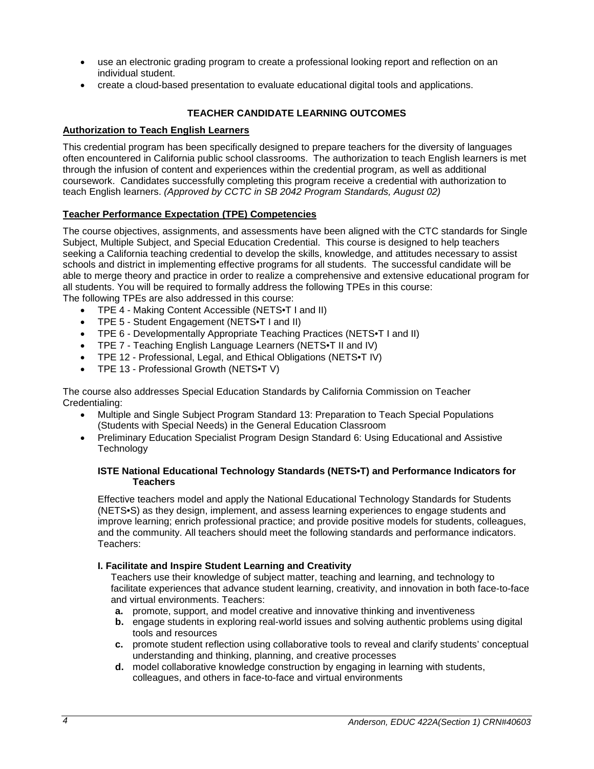- use an electronic grading program to create a professional looking report and reflection on an individual student.
- create a cloud-based presentation to evaluate educational digital tools and applications.

## TEACHER CANDIDATE LEARNING OUTCOMES

### Authorization to Teach English Learners

This credential program has been specifically designed to prepare teachers for the diversity of languages often encountered in California public school classrooms. The authorization to teach English learners is met through the infusion of content and experiences within the credential program, as well as additional coursework. Candidates successfully completing this program receive a credential with authorization to teach English learners. *(Approved by CCTC in SB 2042 Program Standards, August 02)*

### Teacher Performance Expectation (TPE) Competencies

The course objectives, assignments, and assessments have been aligned with the CTC standards for Single Subject, Multiple Subject, and Special Education Credential. This course is designed to help teachers seeking a California teaching credential to develop the skills, knowledge, and attitudes necessary to assist schools and district in implementing effective programs for all students. The successful candidate will be able to merge theory and practice in order to realize a comprehensive and extensive educational program for all students. You will be required to formally address the following TPEs in this course:
The following TPEs are also addressed in this course:

- TPE 4 - Making Content Accessible (NETS•T I and II)
- TPE 5 - Student Engagement (NETS•T I and II)
- TPE 6 - Developmentally Appropriate Teaching Practices (NETS•T I and II)
- TPE 7 - Teaching English Language Learners (NETS•T II and IV)
- TPE 12 - Professional, Legal, and Ethical Obligations (NETS•T IV)
- TPE 13 - Professional Growth (NETS•T V)

The course also addresses Special Education Standards by California Commission on Teacher Credentialing:

- Multiple and Single Subject Program Standard 13: Preparation to Teach Special Populations (Students with Special Needs) in the General Education Classroom
- Preliminary Education Specialist Program Design Standard 6: Using Educational and Assistive Technology

#### ISTE National Educational Technology Standards (NETS•T) and Performance Indicators for Teachers

Effective teachers model and apply the National Educational Technology Standards for Students (NETS•S) as they design, implement, and assess learning experiences to engage students and improve learning; enrich professional practice; and provide positive models for students, colleagues, and the community. All teachers should meet the following standards and performance indicators. Teachers:

**I. Facilitate and Inspire Student Learning and Creativity**

Teachers use their knowledge of subject matter, teaching and learning, and technology to facilitate experiences that advance student learning, creativity, and innovation in both face-to-face and virtual environments. Teachers:

- **a.** promote, support, and model creative and innovative thinking and inventiveness
- **b.** engage students in exploring real-world issues and solving authentic problems using digital tools and resources
- **c.** promote student reflection using collaborative tools to reveal and clarify students' conceptual understanding and thinking, planning, and creative processes
- **d.** model collaborative knowledge construction by engaging in learning with students, colleagues, and others in face-to-face and virtual environments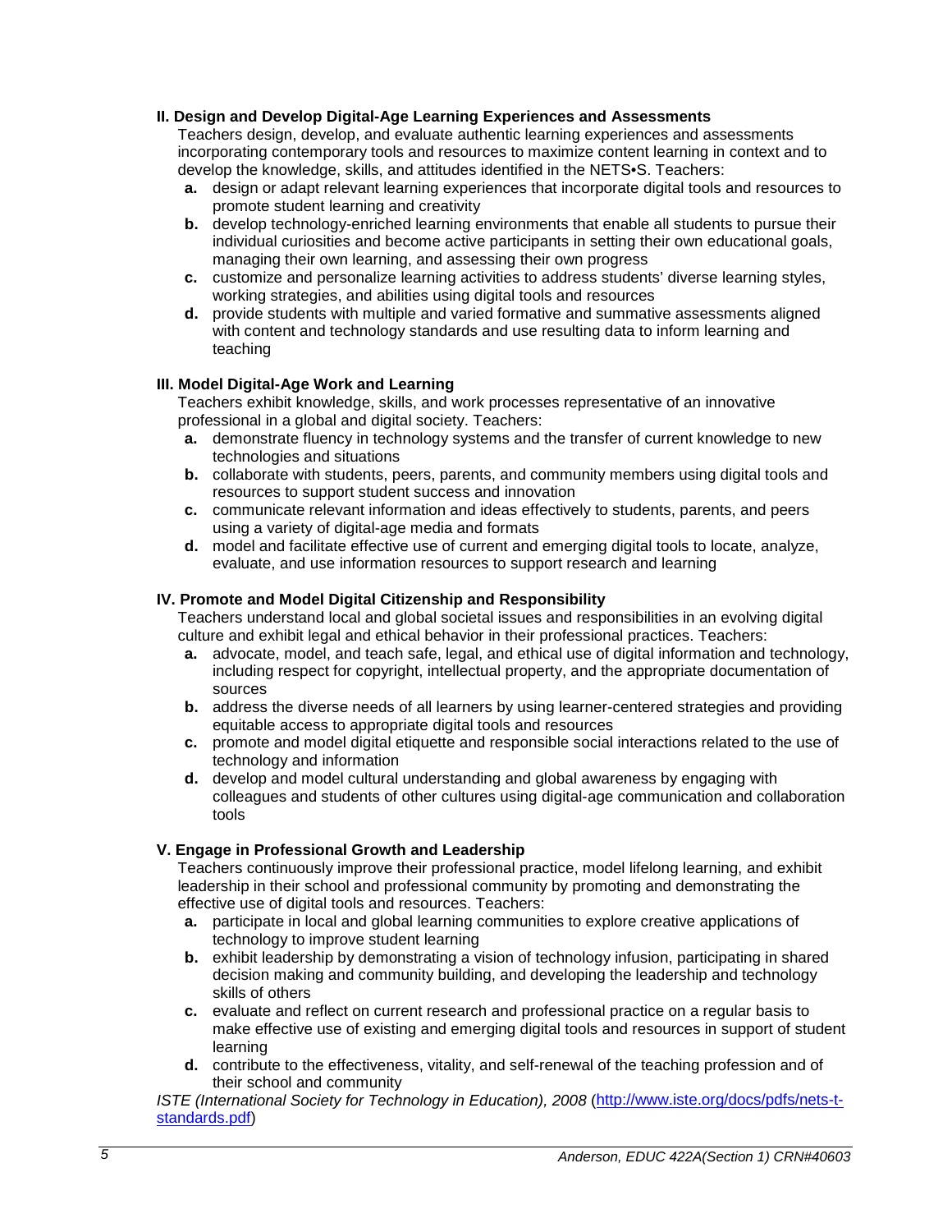**II. Design and Develop Digital-Age Learning Experiences and Assessments**

Teachers design, develop, and evaluate authentic learning experiences and assessments incorporating contemporary tools and resources to maximize content learning in context and to develop the knowledge, skills, and attitudes identified in the NETS•S. Teachers:

- **a.** design or adapt relevant learning experiences that incorporate digital tools and resources to promote student learning and creativity
- **b.** develop technology-enriched learning environments that enable all students to pursue their individual curiosities and become active participants in setting their own educational goals, managing their own learning, and assessing their own progress
- **c.** customize and personalize learning activities to address students' diverse learning styles, working strategies, and abilities using digital tools and resources
- **d.** provide students with multiple and varied formative and summative assessments aligned with content and technology standards and use resulting data to inform learning and teaching

**III. Model Digital-Age Work and Learning**

Teachers exhibit knowledge, skills, and work processes representative of an innovative professional in a global and digital society. Teachers:

- **a.** demonstrate fluency in technology systems and the transfer of current knowledge to new technologies and situations
- **b.** collaborate with students, peers, parents, and community members using digital tools and resources to support student success and innovation
- **c.** communicate relevant information and ideas effectively to students, parents, and peers using a variety of digital-age media and formats
- **d.** model and facilitate effective use of current and emerging digital tools to locate, analyze, evaluate, and use information resources to support research and learning

**IV. Promote and Model Digital Citizenship and Responsibility**

Teachers understand local and global societal issues and responsibilities in an evolving digital culture and exhibit legal and ethical behavior in their professional practices. Teachers:

- **a.** advocate, model, and teach safe, legal, and ethical use of digital information and technology, including respect for copyright, intellectual property, and the appropriate documentation of sources
- **b.** address the diverse needs of all learners by using learner-centered strategies and providing equitable access to appropriate digital tools and resources
- **c.** promote and model digital etiquette and responsible social interactions related to the use of technology and information
- **d.** develop and model cultural understanding and global awareness by engaging with colleagues and students of other cultures using digital-age communication and collaboration tools

**V. Engage in Professional Growth and Leadership**

Teachers continuously improve their professional practice, model lifelong learning, and exhibit leadership in their school and professional community by promoting and demonstrating the effective use of digital tools and resources. Teachers:

- **a.** participate in local and global learning communities to explore creative applications of technology to improve student learning
- **b.** exhibit leadership by demonstrating a vision of technology infusion, participating in shared decision making and community building, and developing the leadership and technology skills of others
- **c.** evaluate and reflect on current research and professional practice on a regular basis to make effective use of existing and emerging digital tools and resources in support of student learning
- **d.** contribute to the effectiveness, vitality, and self-renewal of the teaching profession and of their school and community

*ISTE (International Society for Technology in Education), 2008* (http://www.iste.org/docs/pdfs/nets-t-standards.pdf)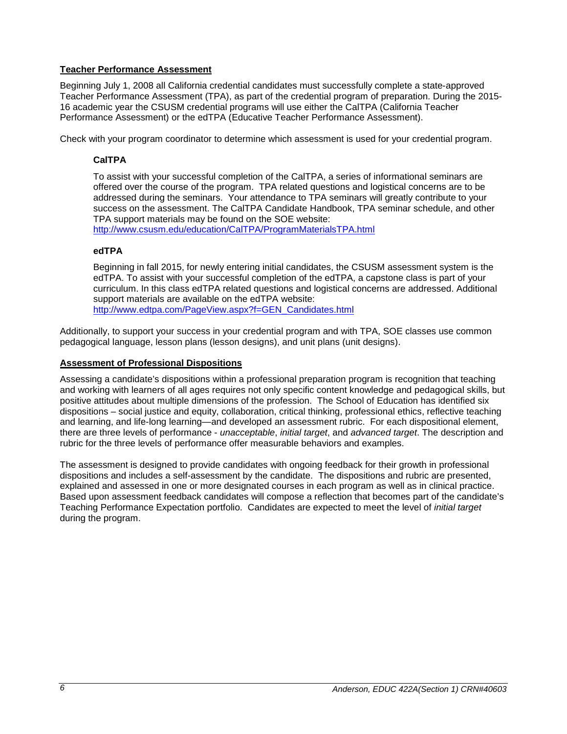## Teacher Performance Assessment

Beginning July 1, 2008 all California credential candidates must successfully complete a state-approved Teacher Performance Assessment (TPA), as part of the credential program of preparation. During the 2015-16 academic year the CSUSM credential programs will use either the CalTPA (California Teacher Performance Assessment) or the edTPA (Educative Teacher Performance Assessment).

Check with your program coordinator to determine which assessment is used for your credential program.

### CalTPA

To assist with your successful completion of the CalTPA, a series of informational seminars are offered over the course of the program. TPA related questions and logistical concerns are to be addressed during the seminars. Your attendance to TPA seminars will greatly contribute to your success on the assessment. The CalTPA Candidate Handbook, TPA seminar schedule, and other TPA support materials may be found on the SOE website:
http://www.csusm.edu/education/CalTPA/ProgramMaterialsTPA.html

### edTPA

Beginning in fall 2015, for newly entering initial candidates, the CSUSM assessment system is the edTPA. To assist with your successful completion of the edTPA, a capstone class is part of your curriculum. In this class edTPA related questions and logistical concerns are addressed. Additional support materials are available on the edTPA website:
http://www.edtpa.com/PageView.aspx?f=GEN_Candidates.html

Additionally, to support your success in your credential program and with TPA, SOE classes use common pedagogical language, lesson plans (lesson designs), and unit plans (unit designs).

## Assessment of Professional Dispositions

Assessing a candidate's dispositions within a professional preparation program is recognition that teaching and working with learners of all ages requires not only specific content knowledge and pedagogical skills, but positive attitudes about multiple dimensions of the profession. The School of Education has identified six dispositions – social justice and equity, collaboration, critical thinking, professional ethics, reflective teaching and learning, and life-long learning—and developed an assessment rubric. For each dispositional element, there are three levels of performance - *unacceptable*, *initial target*, and *advanced target*. The description and rubric for the three levels of performance offer measurable behaviors and examples.

The assessment is designed to provide candidates with ongoing feedback for their growth in professional dispositions and includes a self-assessment by the candidate. The dispositions and rubric are presented, explained and assessed in one or more designated courses in each program as well as in clinical practice. Based upon assessment feedback candidates will compose a reflection that becomes part of the candidate's Teaching Performance Expectation portfolio. Candidates are expected to meet the level of *initial target* during the program.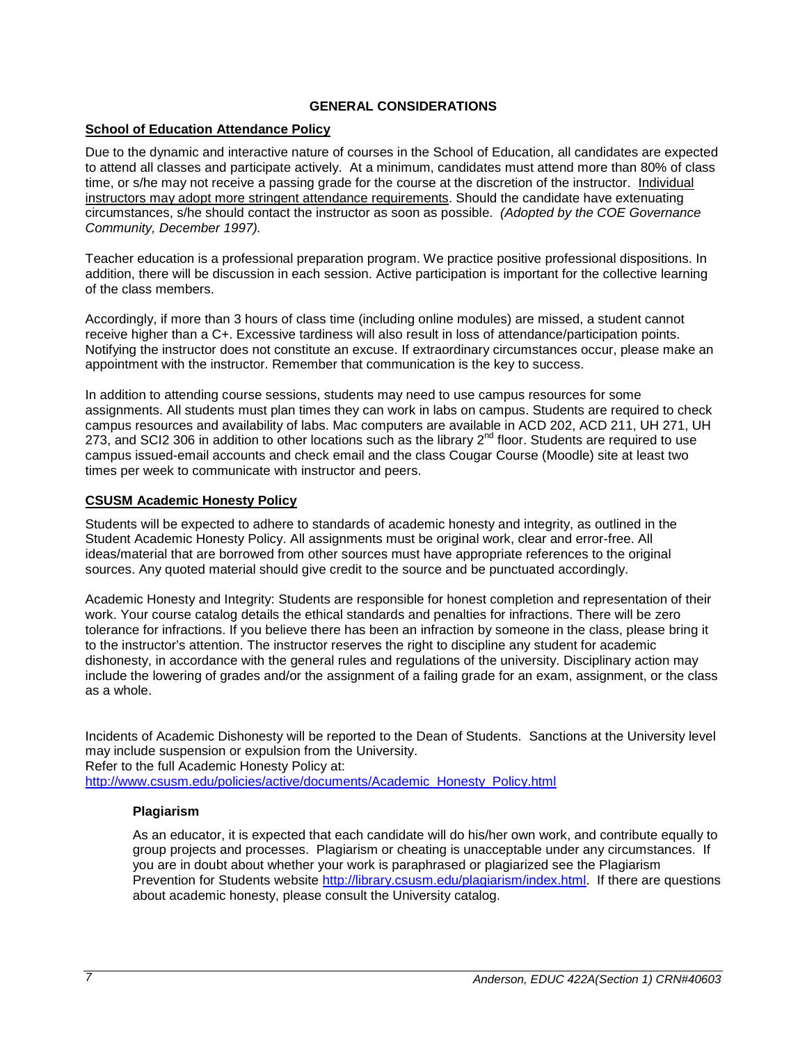## GENERAL CONSIDERATIONS

### School of Education Attendance Policy

Due to the dynamic and interactive nature of courses in the School of Education, all candidates are expected to attend all classes and participate actively. At a minimum, candidates must attend more than 80% of class time, or s/he may not receive a passing grade for the course at the discretion of the instructor. Individual instructors may adopt more stringent attendance requirements. Should the candidate have extenuating circumstances, s/he should contact the instructor as soon as possible. *(Adopted by the COE Governance Community, December 1997).*

Teacher education is a professional preparation program. We practice positive professional dispositions. In addition, there will be discussion in each session. Active participation is important for the collective learning of the class members.

Accordingly, if more than 3 hours of class time (including online modules) are missed, a student cannot receive higher than a C+. Excessive tardiness will also result in loss of attendance/participation points. Notifying the instructor does not constitute an excuse. If extraordinary circumstances occur, please make an appointment with the instructor. Remember that communication is the key to success.

In addition to attending course sessions, students may need to use campus resources for some assignments. All students must plan times they can work in labs on campus. Students are required to check campus resources and availability of labs. Mac computers are available in ACD 202, ACD 211, UH 271, UH 273, and SCI2 306 in addition to other locations such as the library 2nd floor. Students are required to use campus issued-email accounts and check email and the class Cougar Course (Moodle) site at least two times per week to communicate with instructor and peers.

### CSUSM Academic Honesty Policy

Students will be expected to adhere to standards of academic honesty and integrity, as outlined in the Student Academic Honesty Policy. All assignments must be original work, clear and error-free. All ideas/material that are borrowed from other sources must have appropriate references to the original sources. Any quoted material should give credit to the source and be punctuated accordingly.

Academic Honesty and Integrity: Students are responsible for honest completion and representation of their work. Your course catalog details the ethical standards and penalties for infractions. There will be zero tolerance for infractions. If you believe there has been an infraction by someone in the class, please bring it to the instructor's attention. The instructor reserves the right to discipline any student for academic dishonesty, in accordance with the general rules and regulations of the university. Disciplinary action may include the lowering of grades and/or the assignment of a failing grade for an exam, assignment, or the class as a whole.

Incidents of Academic Dishonesty will be reported to the Dean of Students. Sanctions at the University level may include suspension or expulsion from the University.
Refer to the full Academic Honesty Policy at:
http://www.csusm.edu/policies/active/documents/Academic_Honesty_Policy.html

#### Plagiarism

As an educator, it is expected that each candidate will do his/her own work, and contribute equally to group projects and processes. Plagiarism or cheating is unacceptable under any circumstances. If you are in doubt about whether your work is paraphrased or plagiarized see the Plagiarism Prevention for Students website http://library.csusm.edu/plagiarism/index.html. If there are questions about academic honesty, please consult the University catalog.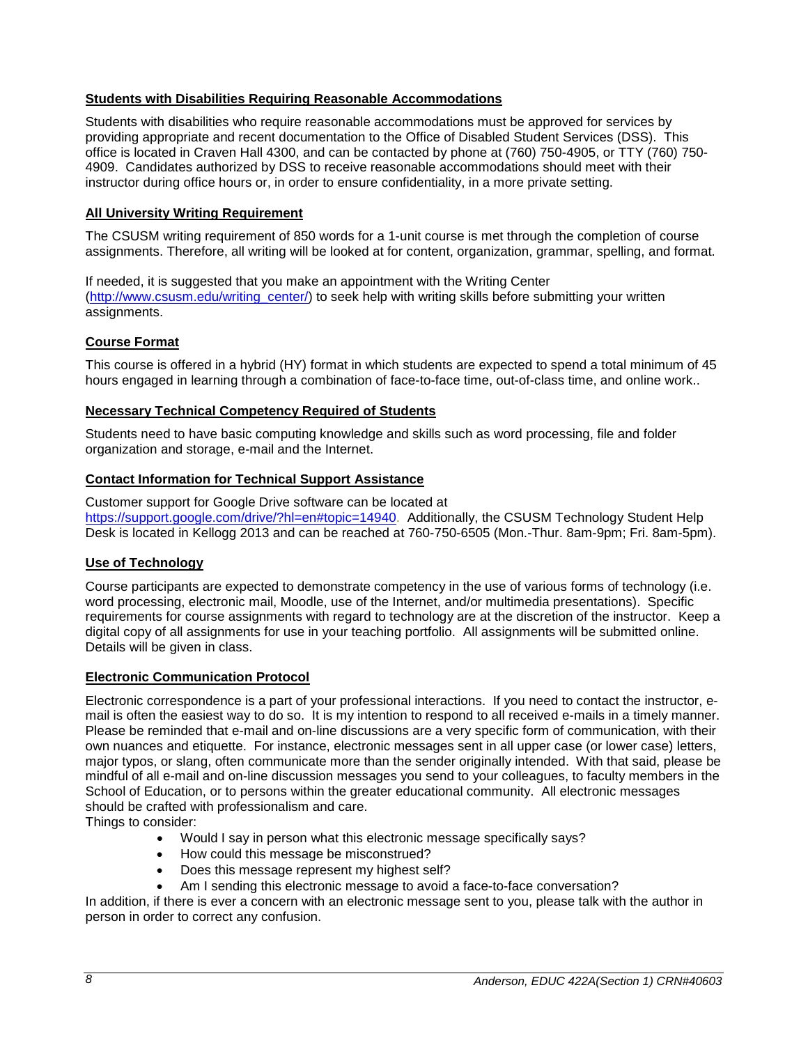## Students with Disabilities Requiring Reasonable Accommodations

Students with disabilities who require reasonable accommodations must be approved for services by providing appropriate and recent documentation to the Office of Disabled Student Services (DSS). This office is located in Craven Hall 4300, and can be contacted by phone at (760) 750-4905, or TTY (760) 750-4909. Candidates authorized by DSS to receive reasonable accommodations should meet with their instructor during office hours or, in order to ensure confidentiality, in a more private setting.

## All University Writing Requirement

The CSUSM writing requirement of 850 words for a 1-unit course is met through the completion of course assignments. Therefore, all writing will be looked at for content, organization, grammar, spelling, and format.

If needed, it is suggested that you make an appointment with the Writing Center (http://www.csusm.edu/writing_center/) to seek help with writing skills before submitting your written assignments.

## Course Format

This course is offered in a hybrid (HY) format in which students are expected to spend a total minimum of 45 hours engaged in learning through a combination of face-to-face time, out-of-class time, and online work..

## Necessary Technical Competency Required of Students

Students need to have basic computing knowledge and skills such as word processing, file and folder organization and storage, e-mail and the Internet.

## Contact Information for Technical Support Assistance

Customer support for Google Drive software can be located at https://support.google.com/drive/?hl=en#topic=14940. Additionally, the CSUSM Technology Student Help Desk is located in Kellogg 2013 and can be reached at 760-750-6505 (Mon.-Thur. 8am-9pm; Fri. 8am-5pm).

## Use of Technology

Course participants are expected to demonstrate competency in the use of various forms of technology (i.e. word processing, electronic mail, Moodle, use of the Internet, and/or multimedia presentations). Specific requirements for course assignments with regard to technology are at the discretion of the instructor. Keep a digital copy of all assignments for use in your teaching portfolio. All assignments will be submitted online. Details will be given in class.

## Electronic Communication Protocol

Electronic correspondence is a part of your professional interactions. If you need to contact the instructor, e-mail is often the easiest way to do so. It is my intention to respond to all received e-mails in a timely manner. Please be reminded that e-mail and on-line discussions are a very specific form of communication, with their own nuances and etiquette. For instance, electronic messages sent in all upper case (or lower case) letters, major typos, or slang, often communicate more than the sender originally intended. With that said, please be mindful of all e-mail and on-line discussion messages you send to your colleagues, to faculty members in the School of Education, or to persons within the greater educational community. All electronic messages should be crafted with professionalism and care.

Things to consider:

- Would I say in person what this electronic message specifically says?
- How could this message be misconstrued?
- Does this message represent my highest self?
- Am I sending this electronic message to avoid a face-to-face conversation?

In addition, if there is ever a concern with an electronic message sent to you, please talk with the author in person in order to correct any confusion.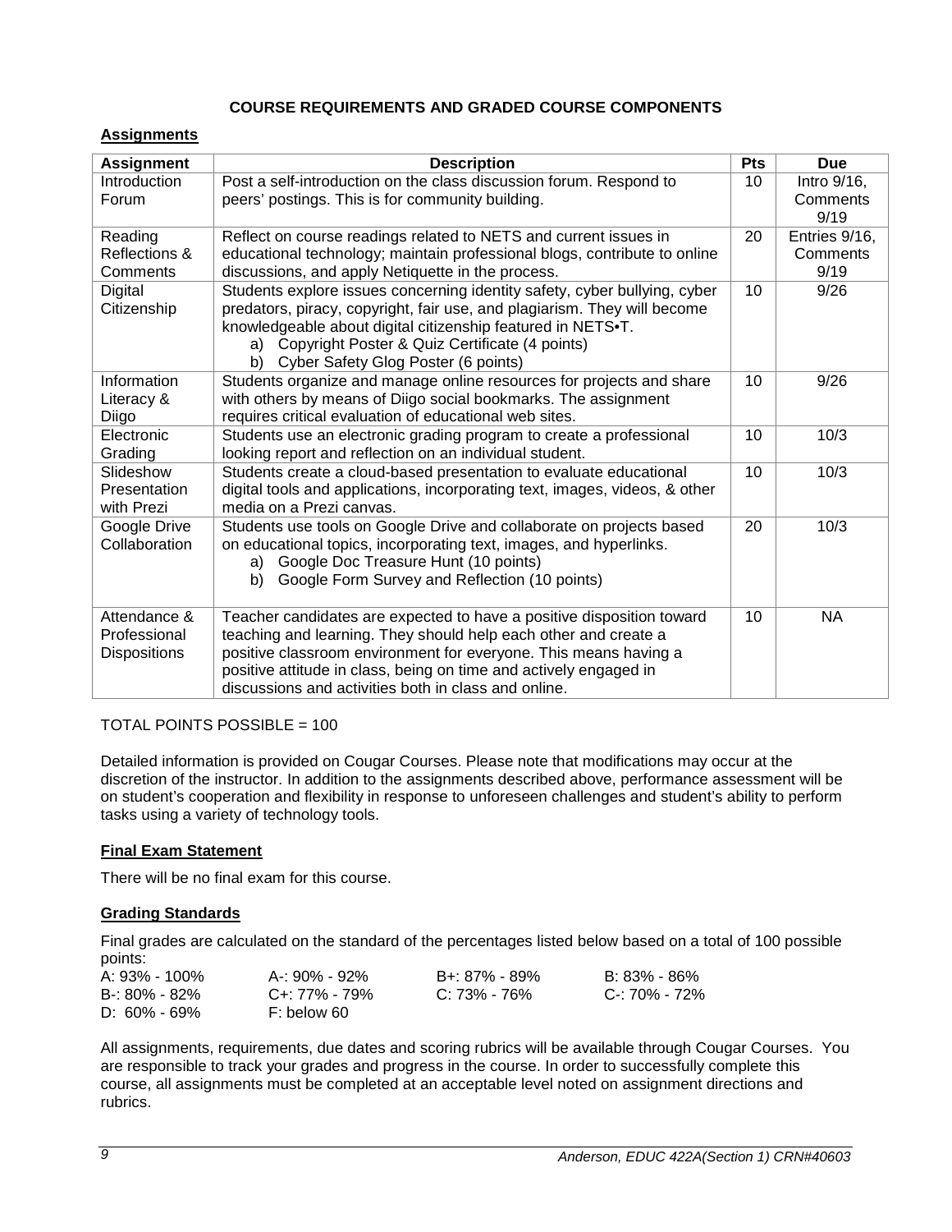## COURSE REQUIREMENTS AND GRADED COURSE COMPONENTS

### Assignments

| Assignment | Description | Pts | Due |
| --- | --- | --- | --- |
| Introduction Forum | Post a self-introduction on the class discussion forum. Respond to peers' postings. This is for community building. | 10 | Intro 9/16, Comments 9/19 |
| Reading Reflections & Comments | Reflect on course readings related to NETS and current issues in educational technology; maintain professional blogs, contribute to online discussions, and apply Netiquette in the process. | 20 | Entries 9/16, Comments 9/19 |
| Digital Citizenship | Students explore issues concerning identity safety, cyber bullying, cyber predators, piracy, copyright, fair use, and plagiarism. They will become knowledgeable about digital citizenship featured in NETS•T. a) Copyright Poster & Quiz Certificate (4 points) b) Cyber Safety Glog Poster (6 points) | 10 | 9/26 |
| Information Literacy & Diigo | Students organize and manage online resources for projects and share with others by means of Diigo social bookmarks. The assignment requires critical evaluation of educational web sites. | 10 | 9/26 |
| Electronic Grading | Students use an electronic grading program to create a professional looking report and reflection on an individual student. | 10 | 10/3 |
| Slideshow Presentation with Prezi | Students create a cloud-based presentation to evaluate educational digital tools and applications, incorporating text, images, videos, & other media on a Prezi canvas. | 10 | 10/3 |
| Google Drive Collaboration | Students use tools on Google Drive and collaborate on projects based on educational topics, incorporating text, images, and hyperlinks. a) Google Doc Treasure Hunt (10 points) b) Google Form Survey and Reflection (10 points) | 20 | 10/3 |
| Attendance & Professional Dispositions | Teacher candidates are expected to have a positive disposition toward teaching and learning. They should help each other and create a positive classroom environment for everyone. This means having a positive attitude in class, being on time and actively engaged in discussions and activities both in class and online. | 10 | NA |

TOTAL POINTS POSSIBLE = 100

Detailed information is provided on Cougar Courses. Please note that modifications may occur at the discretion of the instructor. In addition to the assignments described above, performance assessment will be on student's cooperation and flexibility in response to unforeseen challenges and student's ability to perform tasks using a variety of technology tools.

### Final Exam Statement

There will be no final exam for this course.

### Grading Standards

Final grades are calculated on the standard of the percentages listed below based on a total of 100 possible points:

| | | | |
| --- | --- | --- | --- |
| A: 93% - 100% | A-: 90% - 92% | B+: 87% - 89% | B: 83% - 86% |
| B-: 80% - 82% | C+: 77% - 79% | C: 73% - 76% | C-: 70% - 72% |
| D: 60% - 69% | F: below 60 | | |

All assignments, requirements, due dates and scoring rubrics will be available through Cougar Courses. You are responsible to track your grades and progress in the course. In order to successfully complete this course, all assignments must be completed at an acceptable level noted on assignment directions and rubrics.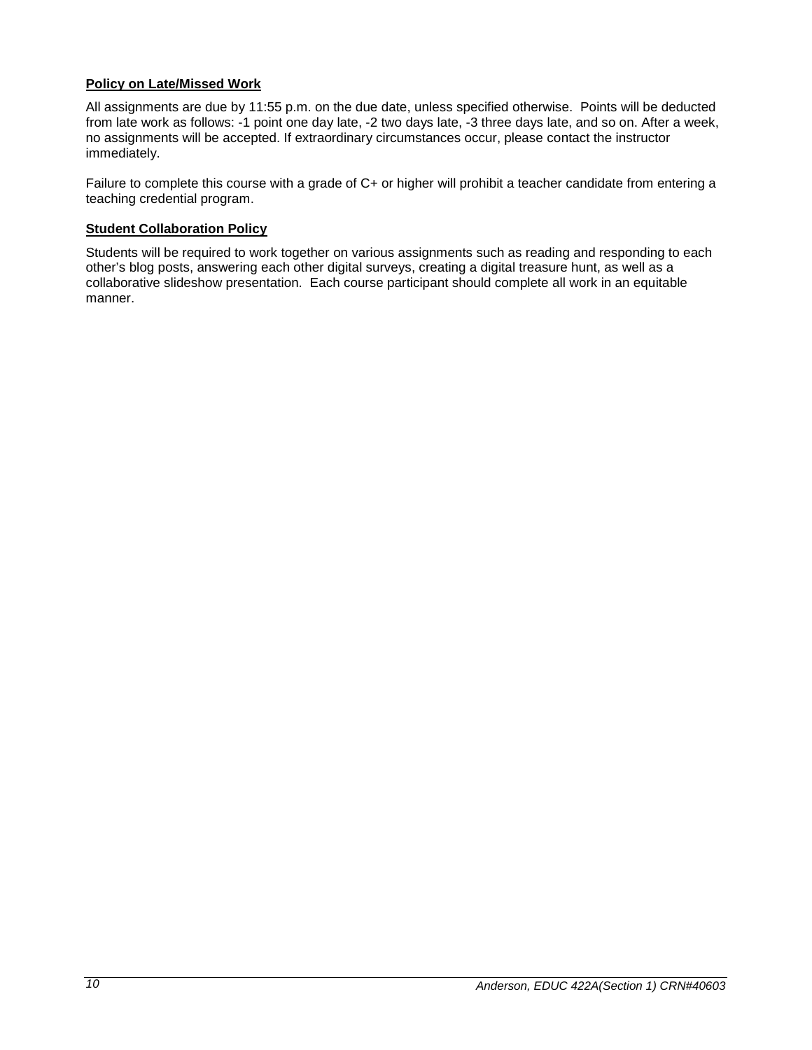### Policy on Late/Missed Work

All assignments are due by 11:55 p.m. on the due date, unless specified otherwise. Points will be deducted from late work as follows: -1 point one day late, -2 two days late, -3 three days late, and so on. After a week, no assignments will be accepted. If extraordinary circumstances occur, please contact the instructor immediately.

Failure to complete this course with a grade of C+ or higher will prohibit a teacher candidate from entering a teaching credential program.

### Student Collaboration Policy

Students will be required to work together on various assignments such as reading and responding to each other's blog posts, answering each other digital surveys, creating a digital treasure hunt, as well as a collaborative slideshow presentation. Each course participant should complete all work in an equitable manner.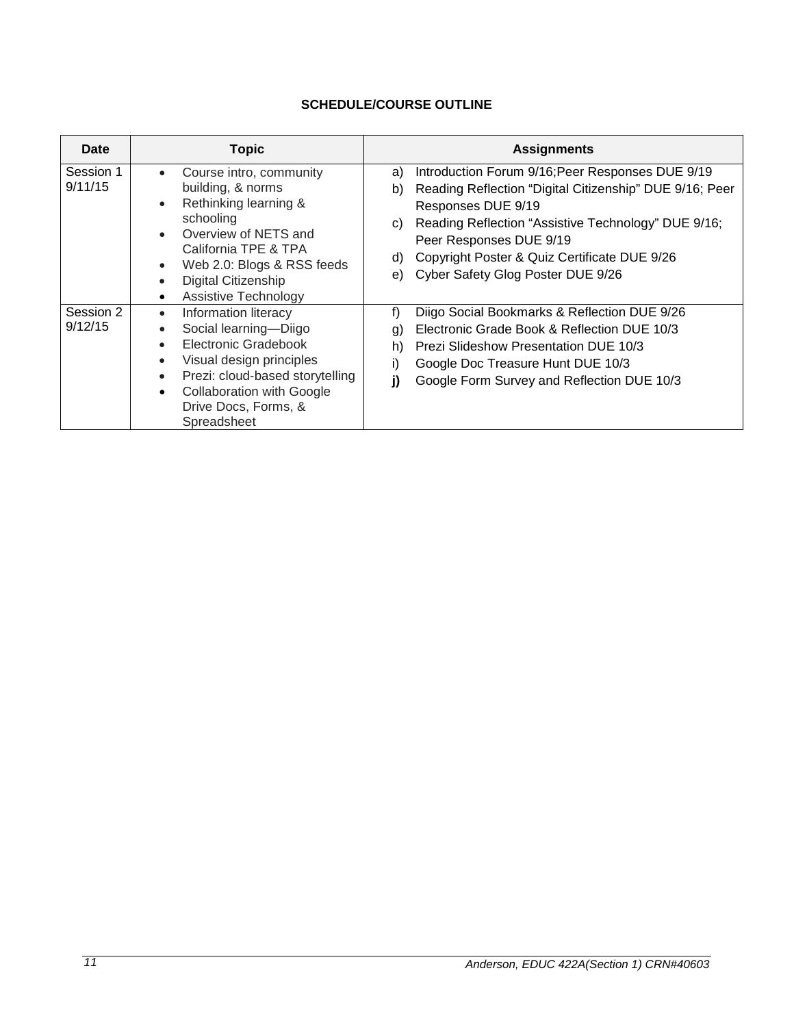**SCHEDULE/COURSE OUTLINE**

| Date | Topic | Assignments |
|---|---|---|
| Session 1 9/11/15 | • Course intro, community building, & norms<br>• Rethinking learning & schooling<br>• Overview of NETS and California TPE & TPA<br>• Web 2.0: Blogs & RSS feeds<br>• Digital Citizenship<br>• Assistive Technology | a) Introduction Forum 9/16;Peer Responses DUE 9/19<br>b) Reading Reflection "Digital Citizenship" DUE 9/16; Peer Responses DUE 9/19<br>c) Reading Reflection "Assistive Technology" DUE 9/16; Peer Responses DUE 9/19<br>d) Copyright Poster & Quiz Certificate DUE 9/26<br>e) Cyber Safety Glog Poster DUE 9/26 |
| Session 2 9/12/15 | • Information literacy<br>• Social learning—Diigo<br>• Electronic Gradebook<br>• Visual design principles<br>• Prezi: cloud-based storytelling<br>• Collaboration with Google Drive Docs, Forms, & Spreadsheet | f) Diigo Social Bookmarks & Reflection DUE 9/26<br>g) Electronic Grade Book & Reflection DUE 10/3<br>h) Prezi Slideshow Presentation DUE 10/3<br>i) Google Doc Treasure Hunt DUE 10/3<br>**j)** Google Form Survey and Reflection DUE 10/3 |